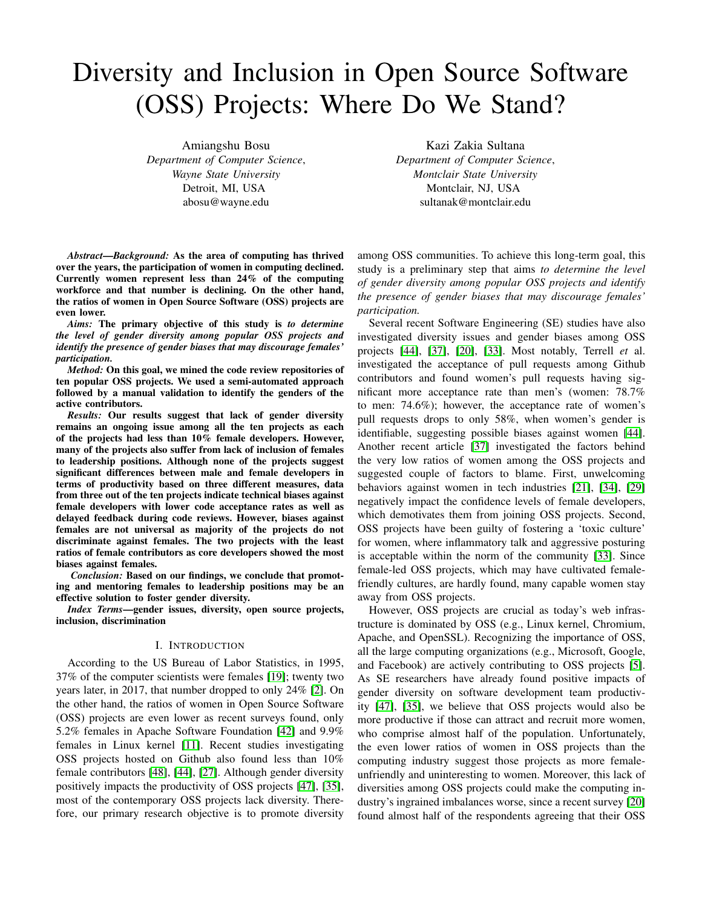# Diversity and Inclusion in Open Source Software (OSS) Projects: Where Do We Stand?

Amiangshu Bosu
*Department of Computer Science*,
*Wayne State University*
Detroit, MI, USA
abosu@wayne.edu

Kazi Zakia Sultana
*Department of Computer Science*,
*Montclair State University*
Montclair, NJ, USA
sultanak@montclair.edu

***Abstract*—*Background:*** **As the area of computing has thrived over the years, the participation of women in computing declined. Currently women represent less than 24% of the computing workforce and that number is declining. On the other hand, the ratios of women in Open Source Software (OSS) projects are even lower.**

***Aims:*** **The primary objective of this study is *to determine the level of gender diversity among popular OSS projects and identify the presence of gender biases that may discourage females' participation.***

***Method:*** **On this goal, we mined the code review repositories of ten popular OSS projects. We used a semi-automated approach followed by a manual validation to identify the genders of the active contributors.**

***Results:*** **Our results suggest that lack of gender diversity remains an ongoing issue among all the ten projects as each of the projects had less than 10% female developers. However, many of the projects also suffer from lack of inclusion of females to leadership positions. Although none of the projects suggest significant differences between male and female developers in terms of productivity based on three different measures, data from three out of the ten projects indicate technical biases against female developers with lower code acceptance rates as well as delayed feedback during code reviews. However, biases against females are not universal as majority of the projects do not discriminate against females. The two projects with the least ratios of female contributors as core developers showed the most biases against females.**

***Conclusion:*** **Based on our findings, we conclude that promoting and mentoring females to leadership positions may be an effective solution to foster gender diversity.**

***Index Terms*—gender issues, diversity, open source projects, inclusion, discrimination**

## I. Introduction

According to the US Bureau of Labor Statistics, in 1995, 37% of the computer scientists were females [19]; twenty two years later, in 2017, that number dropped to only 24% [2]. On the other hand, the ratios of women in Open Source Software (OSS) projects are even lower as recent surveys found, only 5.2% females in Apache Software Foundation [42] and 9.9% females in Linux kernel [11]. Recent studies investigating OSS projects hosted on Github also found less than 10% female contributors [48], [44], [27]. Although gender diversity positively impacts the productivity of OSS projects [47], [35], most of the contemporary OSS projects lack diversity. Therefore, our primary research objective is to promote diversity among OSS communities. To achieve this long-term goal, this study is a preliminary step that aims *to determine the level of gender diversity among popular OSS projects and identify the presence of gender biases that may discourage females' participation.*

Several recent Software Engineering (SE) studies have also investigated diversity issues and gender biases among OSS projects [44], [37], [20], [33]. Most notably, Terrell *et* al. investigated the acceptance of pull requests among Github contributors and found women's pull requests having significant more acceptance rate than men's (women: 78.7% to men: 74.6%); however, the acceptance rate of women's pull requests drops to only 58%, when women's gender is identifiable, suggesting possible biases against women [44]. Another recent article [37] investigated the factors behind the very low ratios of women among the OSS projects and suggested couple of factors to blame. First, unwelcoming behaviors against women in tech industries [21], [34], [29] negatively impact the confidence levels of female developers, which demotivates them from joining OSS projects. Second, OSS projects have been guilty of fostering a 'toxic culture' for women, where inflammatory talk and aggressive posturing is acceptable within the norm of the community [33]. Since female-led OSS projects, which may have cultivated female-friendly cultures, are hardly found, many capable women stay away from OSS projects.

However, OSS projects are crucial as today's web infrastructure is dominated by OSS (e.g., Linux kernel, Chromium, Apache, and OpenSSL). Recognizing the importance of OSS, all the large computing organizations (e.g., Microsoft, Google, and Facebook) are actively contributing to OSS projects [5]. As SE researchers have already found positive impacts of gender diversity on software development team productivity [47], [35], we believe that OSS projects would also be more productive if those can attract and recruit more women, who comprise almost half of the population. Unfortunately, the even lower ratios of women in OSS projects than the computing industry suggest those projects as more female-unfriendly and uninteresting to women. Moreover, this lack of diversities among OSS projects could make the computing industry's ingrained imbalances worse, since a recent survey [20] found almost half of the respondents agreeing that their OSS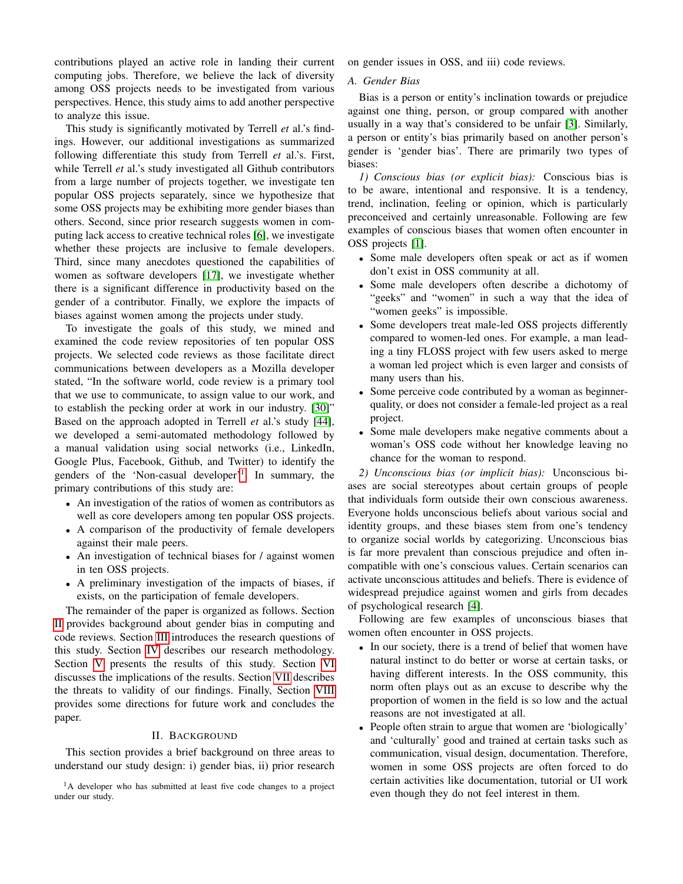contributions played an active role in landing their current computing jobs. Therefore, we believe the lack of diversity among OSS projects needs to be investigated from various perspectives. Hence, this study aims to add another perspective to analyze this issue.

This study is significantly motivated by Terrell *et* al.'s findings. However, our additional investigations as summarized following differentiate this study from Terrell *et* al.'s. First, while Terrell *et* al.'s study investigated all Github contributors from a large number of projects together, we investigate ten popular OSS projects separately, since we hypothesize that some OSS projects may be exhibiting more gender biases than others. Second, since prior research suggests women in computing lack access to creative technical roles [6], we investigate whether these projects are inclusive to female developers. Third, since many anecdotes questioned the capabilities of women as software developers [17], we investigate whether there is a significant difference in productivity based on the gender of a contributor. Finally, we explore the impacts of biases against women among the projects under study.

To investigate the goals of this study, we mined and examined the code review repositories of ten popular OSS projects. We selected code reviews as those facilitate direct communications between developers as a Mozilla developer stated, "In the software world, code review is a primary tool that we use to communicate, to assign value to our work, and to establish the pecking order at work in our industry. [30]" Based on the approach adopted in Terrell *et* al.'s study [44], we developed a semi-automated methodology followed by a manual validation using social networks (i.e., LinkedIn, Google Plus, Facebook, Github, and Twitter) to identify the genders of the 'Non-casual developer'[1]. In summary, the primary contributions of this study are:

- An investigation of the ratios of women as contributors as well as core developers among ten popular OSS projects.
- A comparison of the productivity of female developers against their male peers.
- An investigation of technical biases for / against women in ten OSS projects.
- A preliminary investigation of the impacts of biases, if exists, on the participation of female developers.

The remainder of the paper is organized as follows. Section II provides background about gender bias in computing and code reviews. Section III introduces the research questions of this study. Section IV describes our research methodology. Section V presents the results of this study. Section VI discusses the implications of the results. Section VII describes the threats to validity of our findings. Finally, Section VIII provides some directions for future work and concludes the paper.

[1] A developer who has submitted at least five code changes to a project under our study.

## II. Background

This section provides a brief background on three areas to understand our study design: i) gender bias, ii) prior research on gender issues in OSS, and iii) code reviews.

### A. Gender Bias

Bias is a person or entity's inclination towards or prejudice against one thing, person, or group compared with another usually in a way that's considered to be unfair [3]. Similarly, a person or entity's bias primarily based on another person's gender is 'gender bias'. There are primarily two types of biases:

*1) Conscious bias (or explicit bias):* Conscious bias is to be aware, intentional and responsive. It is a tendency, trend, inclination, feeling or opinion, which is particularly preconceived and certainly unreasonable. Following are few examples of conscious biases that women often encounter in OSS projects [1].

- Some male developers often speak or act as if women don't exist in OSS community at all.
- Some male developers often describe a dichotomy of "geeks" and "women" in such a way that the idea of "women geeks" is impossible.
- Some developers treat male-led OSS projects differently compared to women-led ones. For example, a man leading a tiny FLOSS project with few users asked to merge a woman led project which is even larger and consists of many users than his.
- Some perceive code contributed by a woman as beginner-quality, or does not consider a female-led project as a real project.
- Some male developers make negative comments about a woman's OSS code without her knowledge leaving no chance for the woman to respond.

*2) Unconscious bias (or implicit bias):* Unconscious biases are social stereotypes about certain groups of people that individuals form outside their own conscious awareness. Everyone holds unconscious beliefs about various social and identity groups, and these biases stem from one's tendency to organize social worlds by categorizing. Unconscious bias is far more prevalent than conscious prejudice and often incompatible with one's conscious values. Certain scenarios can activate unconscious attitudes and beliefs. There is evidence of widespread prejudice against women and girls from decades of psychological research [4].

Following are few examples of unconscious biases that women often encounter in OSS projects.

- In our society, there is a trend of belief that women have natural instinct to do better or worse at certain tasks, or having different interests. In the OSS community, this norm often plays out as an excuse to describe why the proportion of women in the field is so low and the actual reasons are not investigated at all.
- People often strain to argue that women are 'biologically' and 'culturally' good and trained at certain tasks such as communication, visual design, documentation. Therefore, women in some OSS projects are often forced to do certain activities like documentation, tutorial or UI work even though they do not feel interest in them.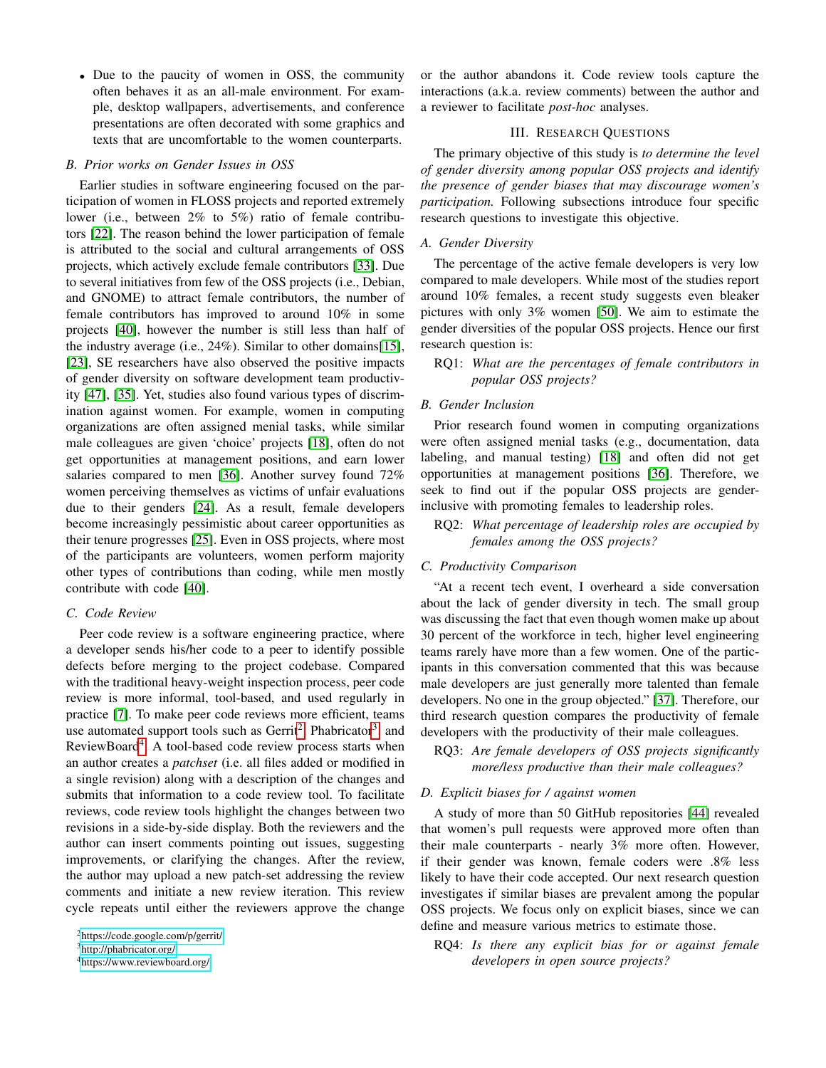- Due to the paucity of women in OSS, the community often behaves it as an all-male environment. For example, desktop wallpapers, advertisements, and conference presentations are often decorated with some graphics and texts that are uncomfortable to the women counterparts.

### B. Prior works on Gender Issues in OSS

Earlier studies in software engineering focused on the participation of women in FLOSS projects and reported extremely lower (i.e., between 2% to 5%) ratio of female contributors [22]. The reason behind the lower participation of female is attributed to the social and cultural arrangements of OSS projects, which actively exclude female contributors [33]. Due to several initiatives from few of the OSS projects (i.e., Debian, and GNOME) to attract female contributors, the number of female contributors has improved to around 10% in some projects [40], however the number is still less than half of the industry average (i.e., 24%). Similar to other domains[15], [23], SE researchers have also observed the positive impacts of gender diversity on software development team productivity [47], [35]. Yet, studies also found various types of discrimination against women. For example, women in computing organizations are often assigned menial tasks, while similar male colleagues are given 'choice' projects [18], often do not get opportunities at management positions, and earn lower salaries compared to men [36]. Another survey found 72% women perceiving themselves as victims of unfair evaluations due to their genders [24]. As a result, female developers become increasingly pessimistic about career opportunities as their tenure progresses [25]. Even in OSS projects, where most of the participants are volunteers, women perform majority other types of contributions than coding, while men mostly contribute with code [40].

### C. Code Review

Peer code review is a software engineering practice, where a developer sends his/her code to a peer to identify possible defects before merging to the project codebase. Compared with the traditional heavy-weight inspection process, peer code review is more informal, tool-based, and used regularly in practice [7]. To make peer code reviews more efficient, teams use automated support tools such as Gerrit[2], Phabricator[3], and ReviewBoard[4]. A tool-based code review process starts when an author creates a *patchset* (i.e. all files added or modified in a single revision) along with a description of the changes and submits that information to a code review tool. To facilitate reviews, code review tools highlight the changes between two revisions in a side-by-side display. Both the reviewers and the author can insert comments pointing out issues, suggesting improvements, or clarifying the changes. After the review, the author may upload a new patch-set addressing the review comments and initiate a new review iteration. This review cycle repeats until either the reviewers approve the change or the author abandons it. Code review tools capture the interactions (a.k.a. review comments) between the author and a reviewer to facilitate *post-hoc* analyses.

[2] https://code.google.com/p/gerrit/

[3] http://phabricator.org/

[4] https://www.reviewboard.org/

## III. Research Questions

The primary objective of this study is *to determine the level of gender diversity among popular OSS projects and identify the presence of gender biases that may discourage women's participation.* Following subsections introduce four specific research questions to investigate this objective.

### A. Gender Diversity

The percentage of the active female developers is very low compared to male developers. While most of the studies report around 10% females, a recent study suggests even bleaker pictures with only 3% women [50]. We aim to estimate the gender diversities of the popular OSS projects. Hence our first research question is:

RQ1: *What are the percentages of female contributors in popular OSS projects?*

### B. Gender Inclusion

Prior research found women in computing organizations were often assigned menial tasks (e.g., documentation, data labeling, and manual testing) [18] and often did not get opportunities at management positions [36]. Therefore, we seek to find out if the popular OSS projects are gender-inclusive with promoting females to leadership roles.

RQ2: *What percentage of leadership roles are occupied by females among the OSS projects?*

### C. Productivity Comparison

"At a recent tech event, I overheard a side conversation about the lack of gender diversity in tech. The small group was discussing the fact that even though women make up about 30 percent of the workforce in tech, higher level engineering teams rarely have more than a few women. One of the participants in this conversation commented that this was because male developers are just generally more talented than female developers. No one in the group objected." [37]. Therefore, our third research question compares the productivity of female developers with the productivity of their male colleagues.

RQ3: *Are female developers of OSS projects significantly more/less productive than their male colleagues?*

### D. Explicit biases for / against women

A study of more than 50 GitHub repositories [44] revealed that women's pull requests were approved more often than their male counterparts - nearly 3% more often. However, if their gender was known, female coders were .8% less likely to have their code accepted. Our next research question investigates if similar biases are prevalent among the popular OSS projects. We focus only on explicit biases, since we can define and measure various metrics to estimate those.

RQ4: *Is there any explicit bias for or against female developers in open source projects?*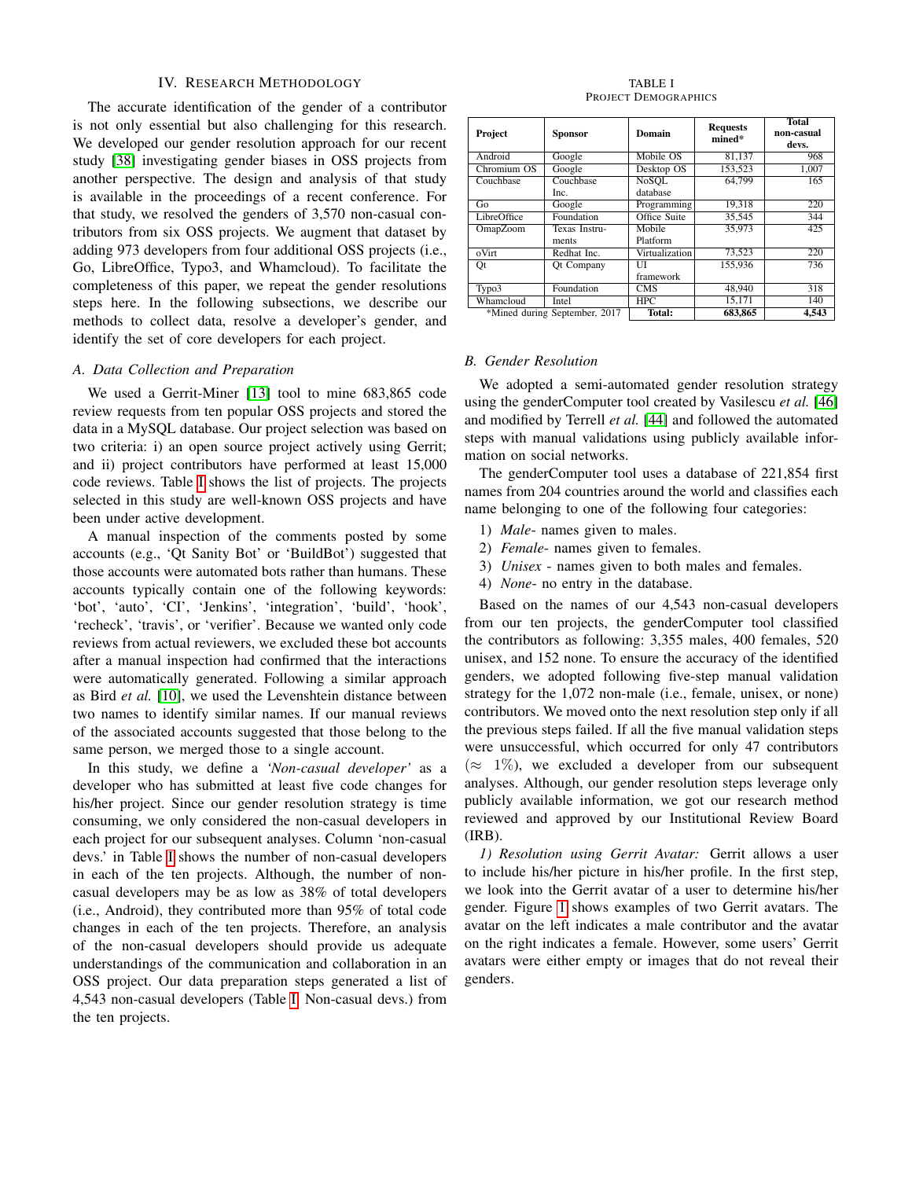## IV. Research Methodology

The accurate identification of the gender of a contributor is not only essential but also challenging for this research. We developed our gender resolution approach for our recent study [38] investigating gender biases in OSS projects from another perspective. The design and analysis of that study is available in the proceedings of a recent conference. For that study, we resolved the genders of 3,570 non-casual contributors from six OSS projects. We augment that dataset by adding 973 developers from four additional OSS projects (i.e., Go, LibreOffice, Typo3, and Whamcloud). To facilitate the completeness of this paper, we repeat the gender resolutions steps here. In the following subsections, we describe our methods to collect data, resolve a developer's gender, and identify the set of core developers for each project.

### A. Data Collection and Preparation

We used a Gerrit-Miner [13] tool to mine 683,865 code review requests from ten popular OSS projects and stored the data in a MySQL database. Our project selection was based on two criteria: i) an open source project actively using Gerrit; and ii) project contributors have performed at least 15,000 code reviews. Table I shows the list of projects. The projects selected in this study are well-known OSS projects and have been under active development.

TABLE I
Project Demographics

| Project | Sponsor | Domain | Requests mined* | Total non-casual devs. |
|---|---|---|---|---|
| Android | Google | Mobile OS | 81,137 | 968 |
| Chromium OS | Google | Desktop OS | 153,523 | 1,007 |
| Couchbase | Couchbase Inc. | NoSQL database | 64,799 | 165 |
| Go | Google | Programming | 19,318 | 220 |
| LibreOffice | Foundation | Office Suite | 35,545 | 344 |
| OmapZoom | Texas Instruments | Mobile Platform | 35,973 | 425 |
| oVirt | Redhat Inc. | Virtualization | 73,523 | 220 |
| Qt | Qt Company | UI framework | 155,936 | 736 |
| Typo3 | Foundation | CMS | 48,940 | 318 |
| Whamcloud | Intel | HPC | 15,171 | 140 |
| *Mined during September, 2017 | | **Total:** | **683,865** | **4,543** |

A manual inspection of the comments posted by some accounts (e.g., 'Qt Sanity Bot' or 'BuildBot') suggested that those accounts were automated bots rather than humans. These accounts typically contain one of the following keywords: 'bot', 'auto', 'CI', 'Jenkins', 'integration', 'build', 'hook', 'recheck', 'travis', or 'verifier'. Because we wanted only code reviews from actual reviewers, we excluded these bot accounts after a manual inspection had confirmed that the interactions were automatically generated. Following a similar approach as Bird *et al.* [10], we used the Levenshtein distance between two names to identify similar names. If our manual reviews of the associated accounts suggested that those belong to the same person, we merged those to a single account.

In this study, we define a *'Non-casual developer'* as a developer who has submitted at least five code changes for his/her project. Since our gender resolution strategy is time consuming, we only considered the non-casual developers in each project for our subsequent analyses. Column 'non-casual devs.' in Table I shows the number of non-casual developers in each of the ten projects. Although, the number of non-casual developers may be as low as 38% of total developers (i.e., Android), they contributed more than 95% of total code changes in each of the ten projects. Therefore, an analysis of the non-casual developers should provide us adequate understandings of the communication and collaboration in an OSS project. Our data preparation steps generated a list of 4,543 non-casual developers (Table I, Non-casual devs.) from the ten projects.

### B. Gender Resolution

We adopted a semi-automated gender resolution strategy using the genderComputer tool created by Vasilescu *et al.* [46] and modified by Terrell *et al.* [44] and followed the automated steps with manual validations using publicly available information on social networks.

The genderComputer tool uses a database of 221,854 first names from 204 countries around the world and classifies each name belonging to one of the following four categories:

1) *Male*- names given to males.
2) *Female*- names given to females.
3) *Unisex* - names given to both males and females.
4) *None*- no entry in the database.

Based on the names of our 4,543 non-casual developers from our ten projects, the genderComputer tool classified the contributors as following: 3,355 males, 400 females, 520 unisex, and 152 none. To ensure the accuracy of the identified genders, we adopted following five-step manual validation strategy for the 1,072 non-male (i.e., female, unisex, or none) contributors. We moved onto the next resolution step only if all the previous steps failed. If all the five manual validation steps were unsuccessful, which occurred for only 47 contributors ($\approx$ 1%), we excluded a developer from our subsequent analyses. Although, our gender resolution steps leverage only publicly available information, we got our research method reviewed and approved by our Institutional Review Board (IRB).

*1) Resolution using Gerrit Avatar:* Gerrit allows a user to include his/her picture in his/her profile. In the first step, we look into the Gerrit avatar of a user to determine his/her gender. Figure 1 shows examples of two Gerrit avatars. The avatar on the left indicates a male contributor and the avatar on the right indicates a female. However, some users' Gerrit avatars were either empty or images that do not reveal their genders.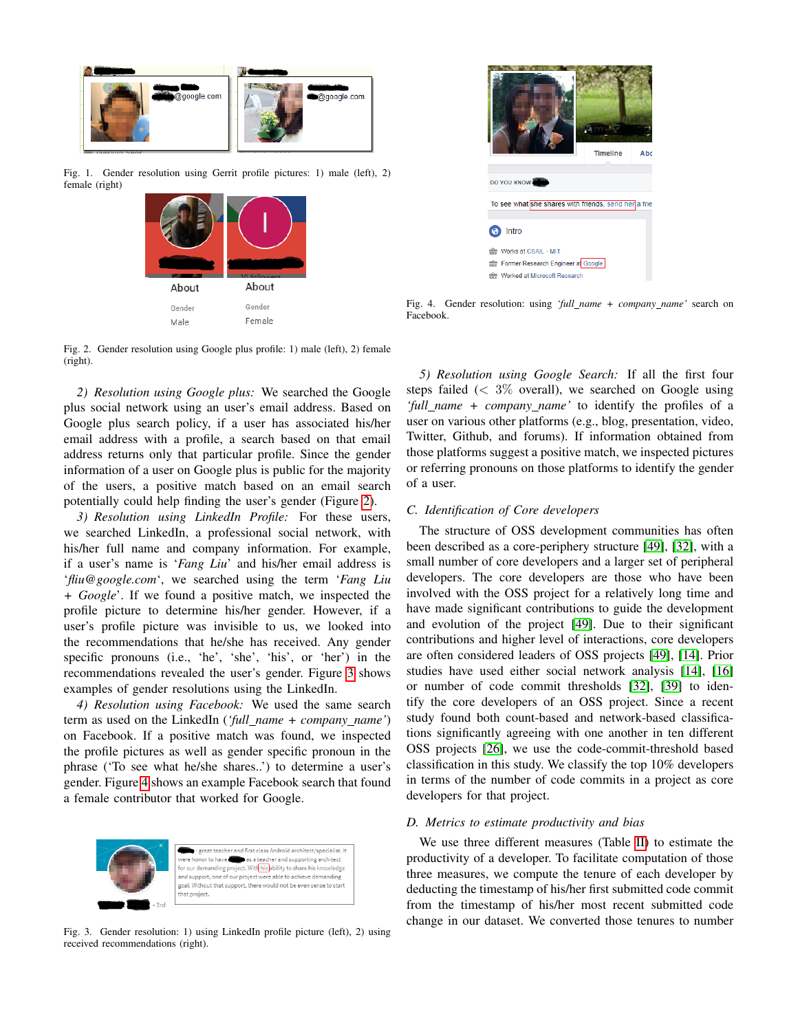Fig. 1. Gender resolution using Gerrit profile pictures: 1) male (left), 2) female (right)

Fig. 2. Gender resolution using Google plus profile: 1) male (left), 2) female (right).

*2) Resolution using Google plus:* We searched the Google plus social network using an user's email address. Based on Google plus search policy, if a user has associated his/her email address with a profile, a search based on that email address returns only that particular profile. Since the gender information of a user on Google plus is public for the majority of the users, a positive match based on an email search potentially could help finding the user's gender (Figure 2).

*3) Resolution using LinkedIn Profile:* For these users, we searched LinkedIn, a professional social network, with his/her full name and company information. For example, if a user's name is '*Fang Liu*' and his/her email address is '*fliu@google.com*', we searched using the term '*Fang Liu + Google*'. If we found a positive match, we inspected the profile picture to determine his/her gender. However, if a user's profile picture was invisible to us, we looked into the recommendations that he/she has received. Any gender specific pronouns (i.e., 'he', 'she', 'his', or 'her') in the recommendations revealed the user's gender. Figure 3 shows examples of gender resolutions using the LinkedIn.

*4) Resolution using Facebook:* We used the same search term as used on the LinkedIn ('*full_name + company_name'*) on Facebook. If a positive match was found, we inspected the profile pictures as well as gender specific pronoun in the phrase ('To see what he/she shares..') to determine a user's gender. Figure 4 shows an example Facebook search that found a female contributor that worked for Google.

Fig. 3. Gender resolution: 1) using LinkedIn profile picture (left), 2) using received recommendations (right).

Fig. 4. Gender resolution: using *'full_name + company_name'* search on Facebook.

*5) Resolution using Google Search:* If all the first four steps failed ($<3\%$ overall), we searched on Google using *'full_name + company_name'* to identify the profiles of a user on various other platforms (e.g., blog, presentation, video, Twitter, Github, and forums). If information obtained from those platforms suggest a positive match, we inspected pictures or referring pronouns on those platforms to identify the gender of a user.

### C. Identification of Core developers

The structure of OSS development communities has often been described as a core-periphery structure [49], [32], with a small number of core developers and a larger set of peripheral developers. The core developers are those who have been involved with the OSS project for a relatively long time and have made significant contributions to guide the development and evolution of the project [49]. Due to their significant contributions and higher level of interactions, core developers are often considered leaders of OSS projects [49], [14]. Prior studies have used either social network analysis [14], [16] or number of code commit thresholds [32], [39] to identify the core developers of an OSS project. Since a recent study found both count-based and network-based classifications significantly agreeing with one another in ten different OSS projects [26], we use the code-commit-threshold based classification in this study. We classify the top 10% developers in terms of the number of code commits in a project as core developers for that project.

### D. Metrics to estimate productivity and bias

We use three different measures (Table II) to estimate the productivity of a developer. To facilitate computation of those three measures, we compute the tenure of each developer by deducting the timestamp of his/her first submitted code commit from the timestamp of his/her most recent submitted code change in our dataset. We converted those tenures to number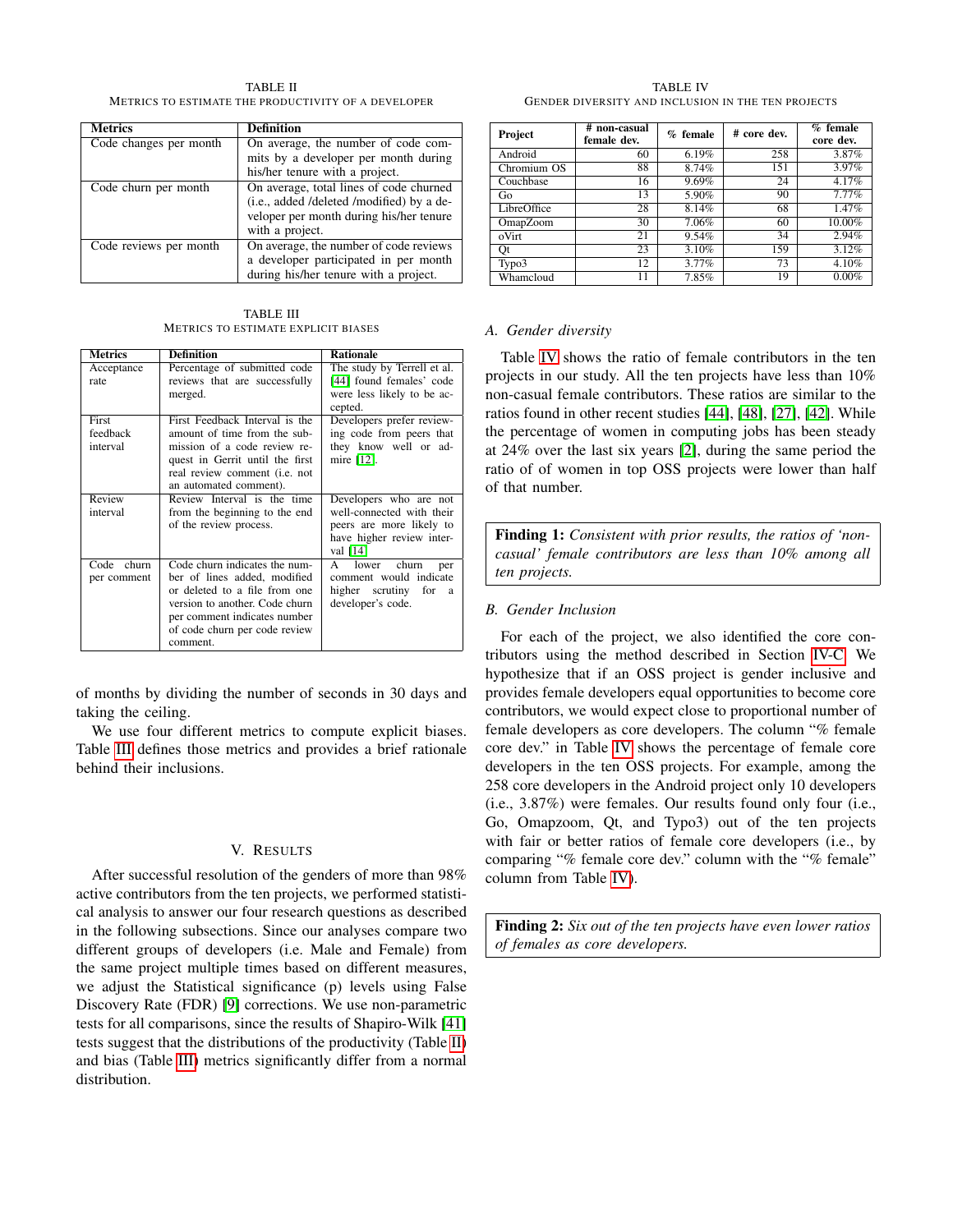TABLE II
METRICS TO ESTIMATE THE PRODUCTIVITY OF A DEVELOPER

| Metrics | Definition |
| --- | --- |
| Code changes per month | On average, the number of code commits by a developer per month during his/her tenure with a project. |
| Code churn per month | On average, total lines of code churned (i.e., added /deleted /modified) by a developer per month during his/her tenure with a project. |
| Code reviews per month | On average, the number of code reviews a developer participated in per month during his/her tenure with a project. |

TABLE III
METRICS TO ESTIMATE EXPLICIT BIASES

| Metrics | Definition | Rationale |
| --- | --- | --- |
| Acceptance rate | Percentage of submitted code reviews that are successfully merged. | The study by Terrell et al. [44] found females' code were less likely to be accepted. |
| First feedback interval | First Feedback Interval is the amount of time from the submission of a code review request in Gerrit until the first real review comment (i.e. not an automated comment). | Developers prefer reviewing code from peers that they know well or admire [12]. |
| Review interval | Review Interval is the time from the beginning to the end of the review process. | Developers who are not well-connected with their peers are more likely to have higher review interval [14]. |
| Code churn per comment | Code churn indicates the number of lines added, modified or deleted to a file from one version to another. Code churn per comment indicates number of code churn per code review comment. | A lower churn per comment would indicate higher scrutiny for a developer's code. |

of months by dividing the number of seconds in 30 days and taking the ceiling.

We use four different metrics to compute explicit biases. Table III defines those metrics and provides a brief rationale behind their inclusions.

## V. RESULTS

After successful resolution of the genders of more than 98% active contributors from the ten projects, we performed statistical analysis to answer our four research questions as described in the following subsections. Since our analyses compare two different groups of developers (i.e. Male and Female) from the same project multiple times based on different measures, we adjust the Statistical significance (p) levels using False Discovery Rate (FDR) [9] corrections. We use non-parametric tests for all comparisons, since the results of Shapiro-Wilk [41] tests suggest that the distributions of the productivity (Table II) and bias (Table III) metrics significantly differ from a normal distribution.

TABLE IV
GENDER DIVERSITY AND INCLUSION IN THE TEN PROJECTS

| Project | # non-casual female dev. | % female | # core dev. | % female core dev. |
| --- | --- | --- | --- | --- |
| Android | 60 | 6.19% | 258 | 3.87% |
| Chromium OS | 88 | 8.74% | 151 | 3.97% |
| Couchbase | 16 | 9.69% | 24 | 4.17% |
| Go | 13 | 5.90% | 90 | 7.77% |
| LibreOffice | 28 | 8.14% | 68 | 1.47% |
| OmapZoom | 30 | 7.06% | 60 | 10.00% |
| oVirt | 21 | 9.54% | 34 | 2.94% |
| Qt | 23 | 3.10% | 159 | 3.12% |
| Typo3 | 12 | 3.77% | 73 | 4.10% |
| Whamcloud | 11 | 7.85% | 19 | 0.00% |

### A. Gender diversity

Table IV shows the ratio of female contributors in the ten projects in our study. All the ten projects have less than 10% non-casual female contributors. These ratios are similar to the ratios found in other recent studies [44], [48], [27], [42]. While the percentage of women in computing jobs has been steady at 24% over the last six years [2], during the same period the ratio of of women in top OSS projects were lower than half of that number.

> **Finding 1:** *Consistent with prior results, the ratios of 'non-casual' female contributors are less than 10% among all ten projects.*

### B. Gender Inclusion

For each of the project, we also identified the core contributors using the method described in Section IV-C. We hypothesize that if an OSS project is gender inclusive and provides female developers equal opportunities to become core contributors, we would expect close to proportional number of female developers as core developers. The column "% female core dev." in Table IV shows the percentage of female core developers in the ten OSS projects. For example, among the 258 core developers in the Android project only 10 developers (i.e., 3.87%) were females. Our results found only four (i.e., Go, Omapzoom, Qt, and Typo3) out of the ten projects with fair or better ratios of female core developers (i.e., by comparing "% female core dev." column with the "% female" column from Table IV).

> **Finding 2:** *Six out of the ten projects have even lower ratios of females as core developers.*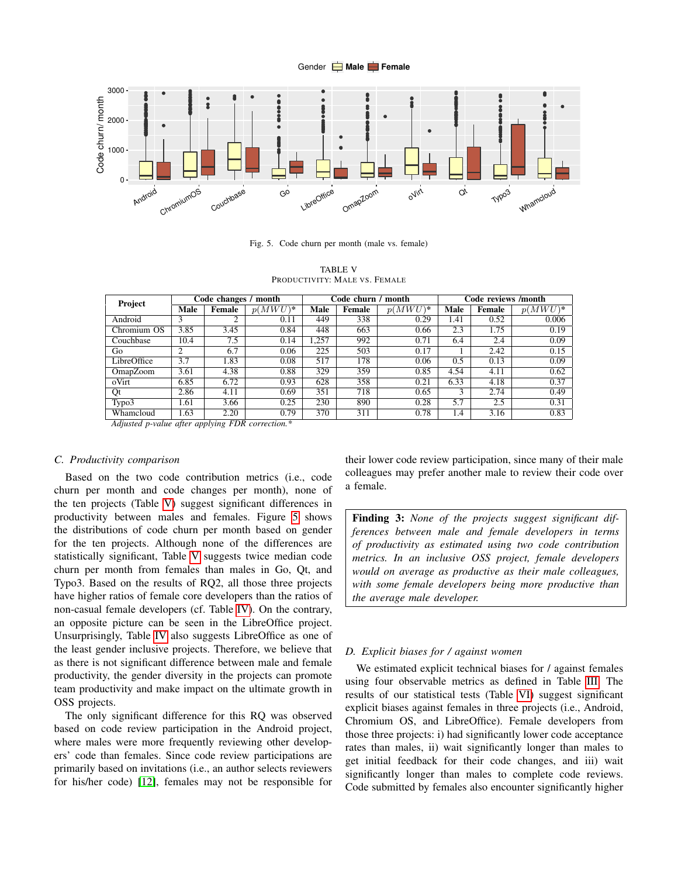Gender Male Female

Code churn/ month

3000
2000
1000
0

Android ChromiumOS Couchbase Go LibreOffice OmapZoom oVirt Qt Typo3 Whamcloud

Fig. 5. Code churn per month (male vs. female)

TABLE V
PRODUCTIVITY: MALE VS. FEMALE

| Project | Code changes / month | | | Code churn / month | | | Code reviews /month | | |
|---|---|---|---|---|---|---|---|---|---|
| | Male | Female | $p(MWU)$* | Male | Female | $p(MWU)$* | Male | Female | $p(MWU)$* |
| Android | 3 | 2 | 0.11 | 449 | 338 | 0.29 | 1.41 | 0.52 | 0.006 |
| Chromium OS | 3.85 | 3.45 | 0.84 | 448 | 663 | 0.66 | 2.3 | 1.75 | 0.19 |
| Couchbase | 10.4 | 7.5 | 0.14 | 1,257 | 992 | 0.71 | 6.4 | 2.4 | 0.09 |
| Go | 2 | 6.7 | 0.06 | 225 | 503 | 0.17 | 1 | 2.42 | 0.15 |
| LibreOffice | 3.7 | 1.83 | 0.08 | 517 | 178 | 0.06 | 0.5 | 0.13 | 0.09 |
| OmapZoom | 3.61 | 4.38 | 0.88 | 329 | 359 | 0.85 | 4.54 | 4.11 | 0.62 |
| oVirt | 6.85 | 6.72 | 0.93 | 628 | 358 | 0.21 | 6.33 | 4.18 | 0.37 |
| Qt | 2.86 | 4.11 | 0.69 | 351 | 718 | 0.65 | 3 | 2.74 | 0.49 |
| Typo3 | 1.61 | 3.66 | 0.25 | 230 | 890 | 0.28 | 5.7 | 2.5 | 0.31 |
| Whamcloud | 1.63 | 2.20 | 0.79 | 370 | 311 | 0.78 | 1.4 | 3.16 | 0.83 |

*Adjusted p-value after applying FDR correction.**

### C. Productivity comparison

Based on the two code contribution metrics (i.e., code churn per month and code changes per month), none of the ten projects (Table V) suggest significant differences in productivity between males and females. Figure 5 shows the distributions of code churn per month based on gender for the ten projects. Although none of the differences are statistically significant, Table V suggests twice median code churn per month from females than males in Go, Qt, and Typo3. Based on the results of RQ2, all those three projects have higher ratios of female core developers than the ratios of non-casual female developers (cf. Table IV). On the contrary, an opposite picture can be seen in the LibreOffice project. Unsurprisingly, Table IV also suggests LibreOffice as one of the least gender inclusive projects. Therefore, we believe that as there is not significant difference between male and female productivity, the gender diversity in the projects can promote team productivity and make impact on the ultimate growth in OSS projects.

The only significant difference for this RQ was observed based on code review participation in the Android project, where males were more frequently reviewing other developers' code than females. Since code review participations are primarily based on invitations (i.e., an author selects reviewers for his/her code) [12], females may not be responsible for their lower code review participation, since many of their male colleagues may prefer another male to review their code over a female.

> **Finding 3:** *None of the projects suggest significant differences between male and female developers in terms of productivity as estimated using two code contribution metrics. In an inclusive OSS project, female developers would on average as productive as their male colleagues, with some female developers being more productive than the average male developer.*

### D. Explicit biases for / against women

We estimated explicit technical biases for / against females using four observable metrics as defined in Table III. The results of our statistical tests (Table VI) suggest significant explicit biases against females in three projects (i.e., Android, Chromium OS, and LibreOffice). Female developers from those three projects: i) had significantly lower code acceptance rates than males, ii) wait significantly longer than males to get initial feedback for their code changes, and iii) wait significantly longer than males to complete code reviews. Code submitted by females also encounter significantly higher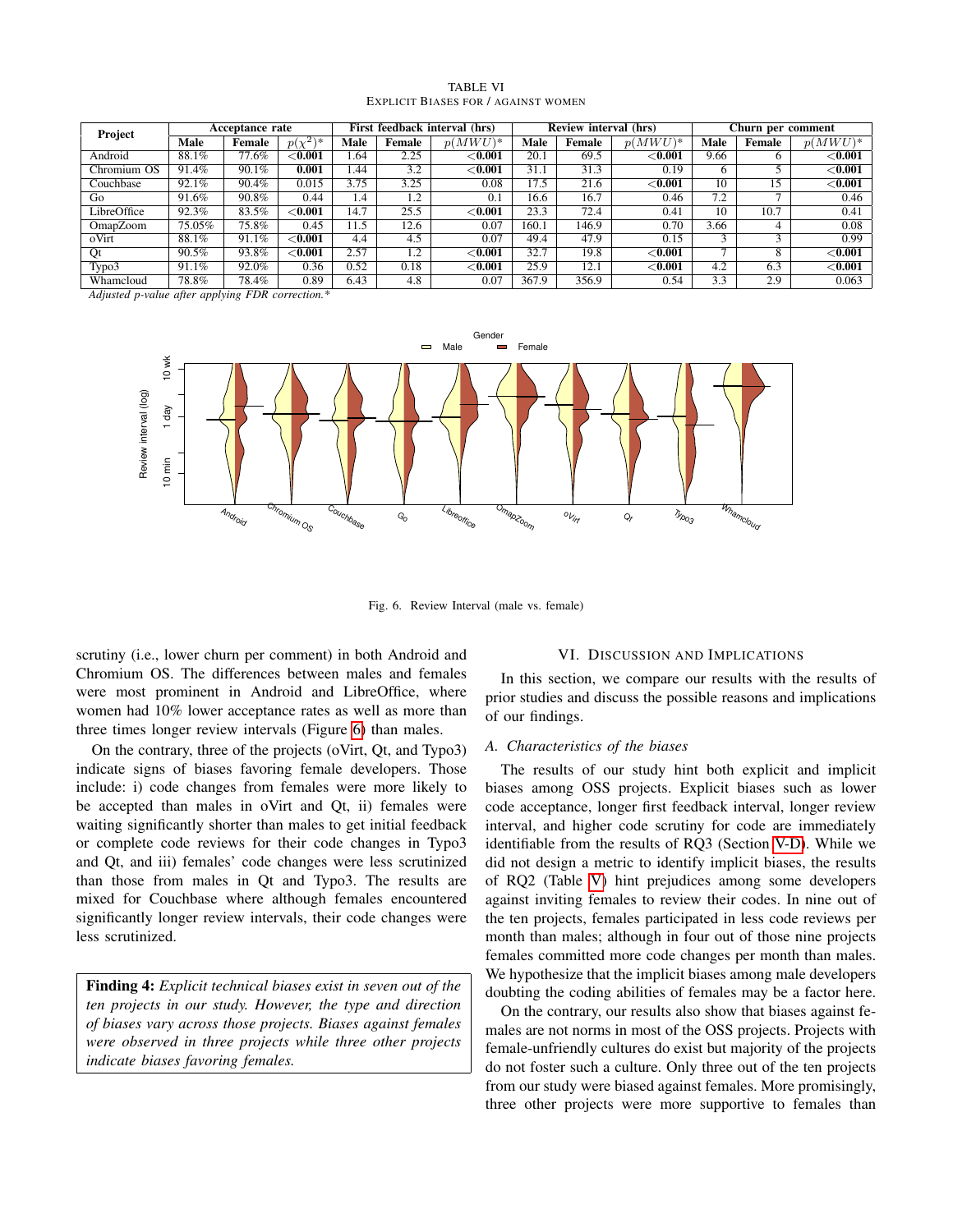TABLE VI
EXPLICIT BIASES FOR / AGAINST WOMEN

| Project | Acceptance rate | | | First feedback interval (hrs) | | | Review interval (hrs) | | | Churn per comment | | |
|---|---|---|---|---|---|---|---|---|---|---|---|---|
| | Male | Female | $p(\chi^2)$* | Male | Female | $p(MWU)$* | Male | Female | $p(MWU)$* | Male | Female | $p(MWU)$* |
| Android | 88.1% | 77.6% | **<0.001** | 1.64 | 2.25 | **<0.001** | 20.1 | 69.5 | **<0.001** | 9.66 | 6 | **<0.001** |
| Chromium OS | 91.4% | 90.1% | **0.001** | 1.44 | 3.2 | **<0.001** | 31.1 | 31.3 | 0.19 | 6 | 5 | **<0.001** |
| Couchbase | 92.1% | 90.4% | 0.015 | 3.75 | 3.25 | 0.08 | 17.5 | 21.6 | **<0.001** | 10 | 15 | **<0.001** |
| Go | 91.6% | 90.8% | 0.44 | 1.4 | 1.2 | 0.1 | 16.6 | 16.7 | 0.46 | 7.2 | 7 | 0.46 |
| LibreOffice | 92.3% | 83.5% | **<0.001** | 14.7 | 25.5 | **<0.001** | 23.3 | 72.4 | 0.41 | 10 | 10.7 | 0.41 |
| OmapZoom | 75.05% | 75.8% | 0.45 | 11.5 | 12.6 | 0.07 | 160.1 | 146.9 | 0.70 | 3.66 | 4 | 0.08 |
| oVirt | 88.1% | 91.1% | **<0.001** | 4.4 | 4.5 | 0.07 | 49.4 | 47.9 | 0.15 | 3 | 3 | 0.99 |
| Qt | 90.5% | 93.8% | **<0.001** | 2.57 | 1.2 | **<0.001** | 32.7 | 19.8 | **<0.001** | 7 | 8 | **<0.001** |
| Typo3 | 91.1% | 92.0% | 0.36 | 0.52 | 0.18 | **<0.001** | 25.9 | 12.1 | **<0.001** | 4.2 | 6.3 | **<0.001** |
| Whamcloud | 78.8% | 78.4% | 0.89 | 6.43 | 4.8 | 0.07 | 367.9 | 356.9 | 0.54 | 3.3 | 2.9 | 0.063 |

*Adjusted p-value after applying FDR correction.**

Gender
Male
Female
Review interval (log)
10 wk
1 day
10 min
Android
Chromium OS
Couchbase
Go
Libreoffice
OmapZoom
oVirt
Qt
Typo3
Whamcloud

Fig. 6. Review Interval (male vs. female)

scrutiny (i.e., lower churn per comment) in both Android and Chromium OS. The differences between males and females were most prominent in Android and LibreOffice, where women had 10% lower acceptance rates as well as more than three times longer review intervals (Figure 6) than males.

On the contrary, three of the projects (oVirt, Qt, and Typo3) indicate signs of biases favoring female developers. Those include: i) code changes from females were more likely to be accepted than males in oVirt and Qt, ii) females were waiting significantly shorter than males to get initial feedback or complete code reviews for their code changes in Typo3 and Qt, and iii) females' code changes were less scrutinized than those from males in Qt and Typo3. The results are mixed for Couchbase where although females encountered significantly longer review intervals, their code changes were less scrutinized.

**Finding 4:** *Explicit technical biases exist in seven out of the ten projects in our study. However, the type and direction of biases vary across those projects. Biases against females were observed in three projects while three other projects indicate biases favoring females.*

## VI. DISCUSSION AND IMPLICATIONS

In this section, we compare our results with the results of prior studies and discuss the possible reasons and implications of our findings.

### A. Characteristics of the biases

The results of our study hint both explicit and implicit biases among OSS projects. Explicit biases such as lower code acceptance, longer first feedback interval, longer review interval, and higher code scrutiny for code are immediately identifiable from the results of RQ3 (Section V-D). While we did not design a metric to identify implicit biases, the results of RQ2 (Table V) hint prejudices among some developers against inviting females to review their codes. In nine out of the ten projects, females participated in less code reviews per month than males; although in four out of those nine projects females committed more code changes per month than males. We hypothesize that the implicit biases among male developers doubting the coding abilities of females may be a factor here.

On the contrary, our results also show that biases against females are not norms in most of the OSS projects. Projects with female-unfriendly cultures do exist but majority of the projects do not foster such a culture. Only three out of the ten projects from our study were biased against females. More promisingly, three other projects were more supportive to females than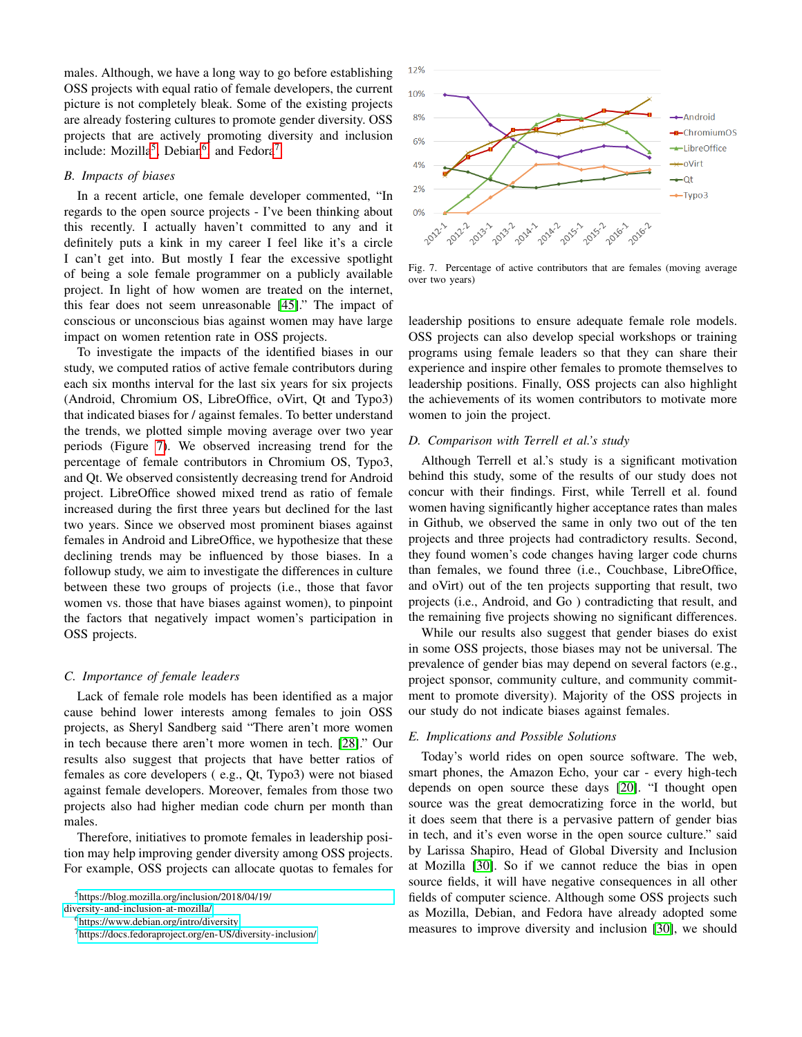males. Although, we have a long way to go before establishing OSS projects with equal ratio of female developers, the current picture is not completely bleak. Some of the existing projects are already fostering cultures to promote gender diversity. OSS projects that are actively promoting diversity and inclusion include: Mozilla[5], Debian[6], and Fedora[7].

### B. Impacts of biases

In a recent article, one female developer commented, "In regards to the open source projects - I've been thinking about this recently. I actually haven't committed to any and it definitely puts a kink in my career I feel like it's a circle I can't get into. But mostly I fear the excessive spotlight of being a sole female programmer on a publicly available project. In light of how women are treated on the internet, this fear does not seem unreasonable [45]." The impact of conscious or unconscious bias against women may have large impact on women retention rate in OSS projects.

To investigate the impacts of the identified biases in our study, we computed ratios of active female contributors during each six months interval for the last six years for six projects (Android, Chromium OS, LibreOffice, oVirt, Qt and Typo3) that indicated biases for / against females. To better understand the trends, we plotted simple moving average over two year periods (Figure 7). We observed increasing trend for the percentage of female contributors in Chromium OS, Typo3, and Qt. We observed consistently decreasing trend for Android project. LibreOffice showed mixed trend as ratio of female increased during the first three years but declined for the last two years. Since we observed most prominent biases against females in Android and LibreOffice, we hypothesize that these declining trends may be influenced by those biases. In a followup study, we aim to investigate the differences in culture between these two groups of projects (i.e., those that favor women vs. those that have biases against women), to pinpoint the factors that negatively impact women's participation in OSS projects.

Fig. 7. Percentage of active contributors that are females (moving average over two years)

### C. Importance of female leaders

Lack of female role models has been identified as a major cause behind lower interests among females to join OSS projects, as Sheryl Sandberg said "There aren't more women in tech because there aren't more women in tech. [28]." Our results also suggest that projects that have better ratios of females as core developers ( e.g., Qt, Typo3) were not biased against female developers. Moreover, females from those two projects also had higher median code churn per month than males.

Therefore, initiatives to promote females in leadership position may help improving gender diversity among OSS projects. For example, OSS projects can allocate quotas to females for leadership positions to ensure adequate female role models. OSS projects can also develop special workshops or training programs using female leaders so that they can share their experience and inspire other females to promote themselves to leadership positions. Finally, OSS projects can also highlight the achievements of its women contributors to motivate more women to join the project.

### D. Comparison with Terrell et al.'s study

Although Terrell et al.'s study is a significant motivation behind this study, some of the results of our study does not concur with their findings. First, while Terrell et al. found women having significantly higher acceptance rates than males in Github, we observed the same in only two out of the ten projects and three projects had contradictory results. Second, they found women's code changes having larger code churns than females, we found three (i.e., Couchbase, LibreOffice, and oVirt) out of the ten projects supporting that result, two projects (i.e., Android, and Go ) contradicting that result, and the remaining five projects showing no significant differences.

While our results also suggest that gender biases do exist in some OSS projects, those biases may not be universal. The prevalence of gender bias may depend on several factors (e.g., project sponsor, community culture, and community commitment to promote diversity). Majority of the OSS projects in our study do not indicate biases against females.

### E. Implications and Possible Solutions

Today's world rides on open source software. The web, smart phones, the Amazon Echo, your car - every high-tech depends on open source these days [20]. "I thought open source was the great democratizing force in the world, but it does seem that there is a pervasive pattern of gender bias in tech, and it's even worse in the open source culture." said by Larissa Shapiro, Head of Global Diversity and Inclusion at Mozilla [30]. So if we cannot reduce the bias in open source fields, it will have negative consequences in all other fields of computer science. Although some OSS projects such as Mozilla, Debian, and Fedora have already adopted some measures to improve diversity and inclusion [30], we should

[5] https://blog.mozilla.org/inclusion/2018/04/19/diversity-and-inclusion-at-mozilla/
[6] https://www.debian.org/intro/diversity
[7] https://docs.fedoraproject.org/en-US/diversity-inclusion/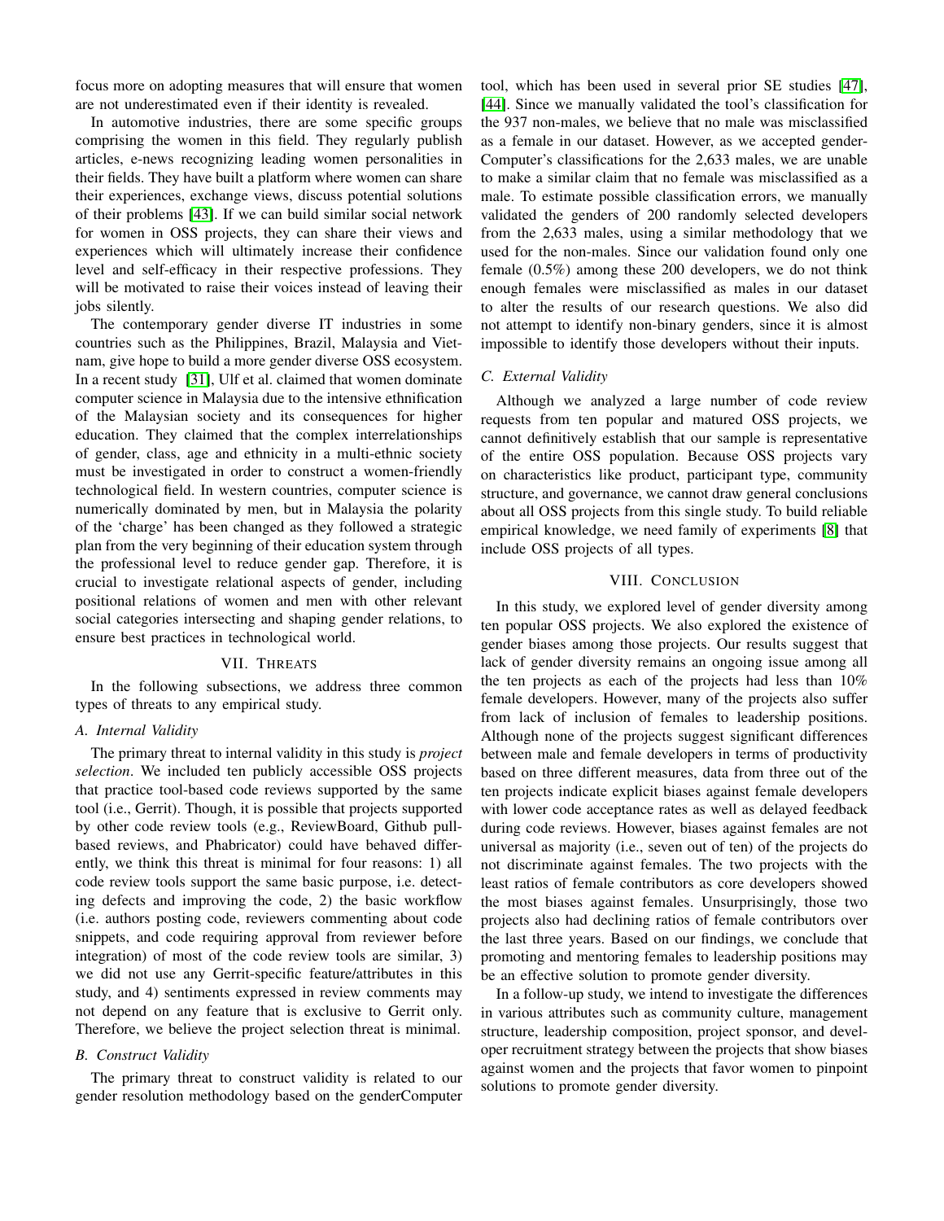focus more on adopting measures that will ensure that women are not underestimated even if their identity is revealed.

In automotive industries, there are some specific groups comprising the women in this field. They regularly publish articles, e-news recognizing leading women personalities in their fields. They have built a platform where women can share their experiences, exchange views, discuss potential solutions of their problems [43]. If we can build similar social network for women in OSS projects, they can share their views and experiences which will ultimately increase their confidence level and self-efficacy in their respective professions. They will be motivated to raise their voices instead of leaving their jobs silently.

The contemporary gender diverse IT industries in some countries such as the Philippines, Brazil, Malaysia and Vietnam, give hope to build a more gender diverse OSS ecosystem. In a recent study [31], Ulf et al. claimed that women dominate computer science in Malaysia due to the intensive ethnification of the Malaysian society and its consequences for higher education. They claimed that the complex interrelationships of gender, class, age and ethnicity in a multi-ethnic society must be investigated in order to construct a women-friendly technological field. In western countries, computer science is numerically dominated by men, but in Malaysia the polarity of the 'charge' has been changed as they followed a strategic plan from the very beginning of their education system through the professional level to reduce gender gap. Therefore, it is crucial to investigate relational aspects of gender, including positional relations of women and men with other relevant social categories intersecting and shaping gender relations, to ensure best practices in technological world.

## VII. Threats

In the following subsections, we address three common types of threats to any empirical study.

### A. Internal Validity

The primary threat to internal validity in this study is *project selection*. We included ten publicly accessible OSS projects that practice tool-based code reviews supported by the same tool (i.e., Gerrit). Though, it is possible that projects supported by other code review tools (e.g., ReviewBoard, Github pull-based reviews, and Phabricator) could have behaved differently, we think this threat is minimal for four reasons: 1) all code review tools support the same basic purpose, i.e. detecting defects and improving the code, 2) the basic workflow (i.e. authors posting code, reviewers commenting about code snippets, and code requiring approval from reviewer before integration) of most of the code review tools are similar, 3) we did not use any Gerrit-specific feature/attributes in this study, and 4) sentiments expressed in review comments may not depend on any feature that is exclusive to Gerrit only. Therefore, we believe the project selection threat is minimal.

### B. Construct Validity

The primary threat to construct validity is related to our gender resolution methodology based on the genderComputer tool, which has been used in several prior SE studies [47], [44]. Since we manually validated the tool's classification for the 937 non-males, we believe that no male was misclassified as a female in our dataset. However, as we accepted genderComputer's classifications for the 2,633 males, we are unable to make a similar claim that no female was misclassified as a male. To estimate possible classification errors, we manually validated the genders of 200 randomly selected developers from the 2,633 males, using a similar methodology that we used for the non-males. Since our validation found only one female (0.5%) among these 200 developers, we do not think enough females were misclassified as males in our dataset to alter the results of our research questions. We also did not attempt to identify non-binary genders, since it is almost impossible to identify those developers without their inputs.

### C. External Validity

Although we analyzed a large number of code review requests from ten popular and matured OSS projects, we cannot definitively establish that our sample is representative of the entire OSS population. Because OSS projects vary on characteristics like product, participant type, community structure, and governance, we cannot draw general conclusions about all OSS projects from this single study. To build reliable empirical knowledge, we need family of experiments [8] that include OSS projects of all types.

## VIII. Conclusion

In this study, we explored level of gender diversity among ten popular OSS projects. We also explored the existence of gender biases among those projects. Our results suggest that lack of gender diversity remains an ongoing issue among all the ten projects as each of the projects had less than 10% female developers. However, many of the projects also suffer from lack of inclusion of females to leadership positions. Although none of the projects suggest significant differences between male and female developers in terms of productivity based on three different measures, data from three out of the ten projects indicate explicit biases against female developers with lower code acceptance rates as well as delayed feedback during code reviews. However, biases against females are not universal as majority (i.e., seven out of ten) of the projects do not discriminate against females. The two projects with the least ratios of female contributors as core developers showed the most biases against females. Unsurprisingly, those two projects also had declining ratios of female contributors over the last three years. Based on our findings, we conclude that promoting and mentoring females to leadership positions may be an effective solution to promote gender diversity.

In a follow-up study, we intend to investigate the differences in various attributes such as community culture, management structure, leadership composition, project sponsor, and developer recruitment strategy between the projects that show biases against women and the projects that favor women to pinpoint solutions to promote gender diversity.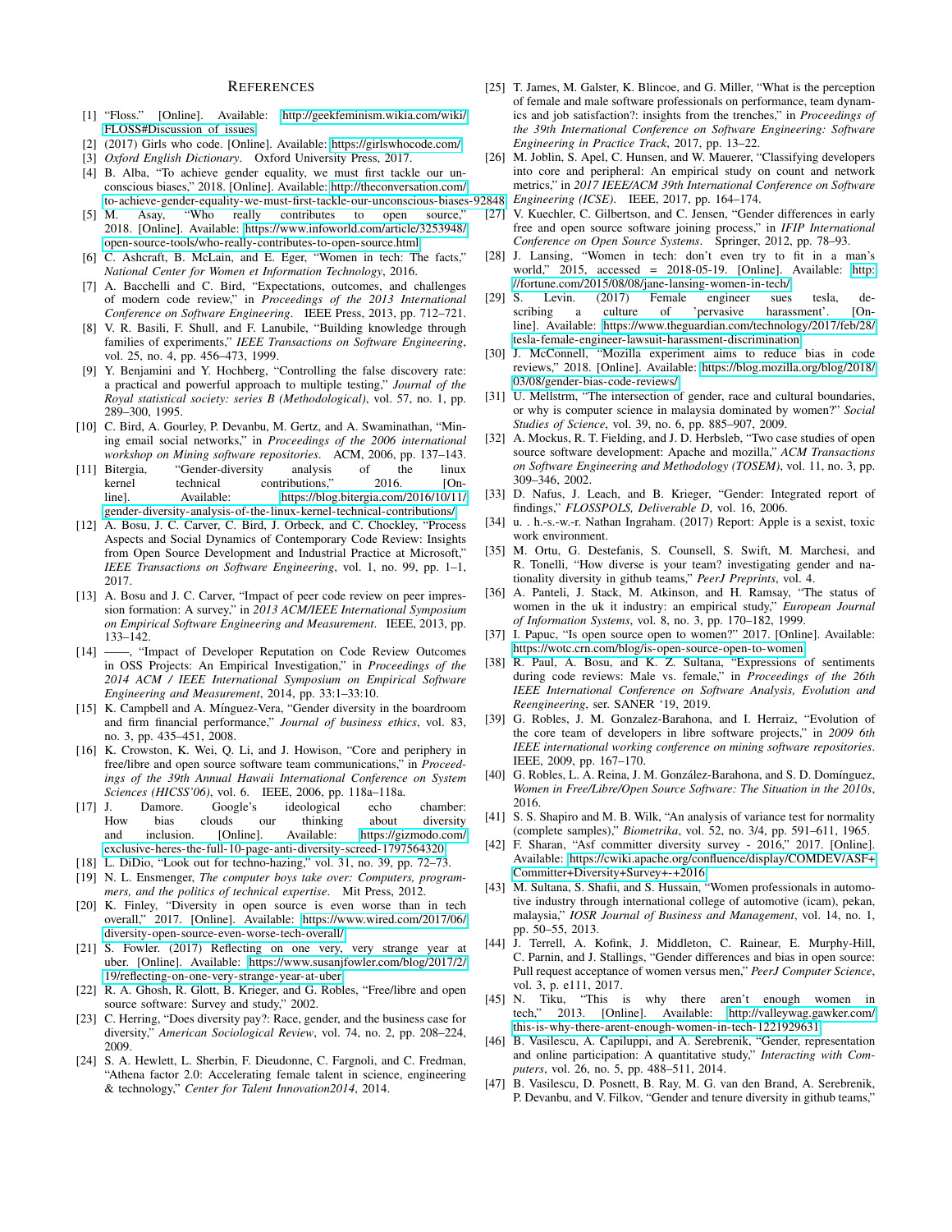# References

[1] “Floss.” [Online]. Available: http://geekfeminism.wikia.com/wiki/FLOSS#Discussion_of_issues

[2] (2017) Girls who code. [Online]. Available: https://girlswhocode.com/

[3] *Oxford English Dictionary*. Oxford University Press, 2017.

[4] B. Alba, “To achieve gender equality, we must first tackle our unconscious biases,” 2018. [Online]. Available: http://theconversation.com/to-achieve-gender-equality-we-must-first-tackle-our-unconscious-biases-92848

[5] M. Asay, “Who really contributes to open source,” 2018. [Online]. Available: https://www.infoworld.com/article/3253948/open-source-tools/who-really-contributes-to-open-source.html

[6] C. Ashcraft, B. McLain, and E. Eger, “Women in tech: The facts,” *National Center for Women et Information Technology*, 2016.

[7] A. Bacchelli and C. Bird, “Expectations, outcomes, and challenges of modern code review,” in *Proceedings of the 2013 International Conference on Software Engineering*. IEEE Press, 2013, pp. 712–721.

[8] V. R. Basili, F. Shull, and F. Lanubile, “Building knowledge through families of experiments,” *IEEE Transactions on Software Engineering*, vol. 25, no. 4, pp. 456–473, 1999.

[9] Y. Benjamini and Y. Hochberg, “Controlling the false discovery rate: a practical and powerful approach to multiple testing,” *Journal of the Royal statistical society: series B (Methodological)*, vol. 57, no. 1, pp. 289–300, 1995.

[10] C. Bird, A. Gourley, P. Devanbu, M. Gertz, and A. Swaminathan, “Mining email social networks,” in *Proceedings of the 2006 international workshop on Mining software repositories*. ACM, 2006, pp. 137–143.

[11] Bitergia, “Gender-diversity analysis of the linux kernel technical contributions,” 2016. [Online]. Available: https://blog.bitergia.com/2016/10/11/gender-diversity-analysis-of-the-linux-kernel-technical-contributions/

[12] A. Bosu, J. C. Carver, C. Bird, J. Orbeck, and C. Chockley, “Process Aspects and Social Dynamics of Contemporary Code Review: Insights from Open Source Development and Industrial Practice at Microsoft,” *IEEE Transactions on Software Engineering*, vol. 1, no. 99, pp. 1–1, 2017.

[13] A. Bosu and J. C. Carver, “Impact of peer code review on peer impression formation: A survey,” in *2013 ACM/IEEE International Symposium on Empirical Software Engineering and Measurement*. IEEE, 2013, pp. 133–142.

[14] ——, “Impact of Developer Reputation on Code Review Outcomes in OSS Projects: An Empirical Investigation,” in *Proceedings of the 2014 ACM / IEEE International Symposium on Empirical Software Engineering and Measurement*, 2014, pp. 33:1–33:10.

[15] K. Campbell and A. Mínguez-Vera, “Gender diversity in the boardroom and firm financial performance,” *Journal of business ethics*, vol. 83, no. 3, pp. 435–451, 2008.

[16] K. Crowston, K. Wei, Q. Li, and J. Howison, “Core and periphery in free/libre and open source software team communications,” in *Proceedings of the 39th Annual Hawaii International Conference on System Sciences (HICSS'06)*, vol. 6. IEEE, 2006, pp. 118a–118a.

[17] J. Damore. Google’s ideological echo chamber: How bias clouds our thinking about diversity and inclusion. [Online]. Available: https://gizmodo.com/exclusive-heres-the-full-10-page-anti-diversity-screed-1797564320

[18] L. DiDio, “Look out for techno-hazing,” vol. 31, no. 39, pp. 72–73.

[19] N. L. Ensmenger, *The computer boys take over: Computers, programmers, and the politics of technical expertise*. Mit Press, 2012.

[20] K. Finley, “Diversity in open source is even worse than in tech overall,” 2017. [Online]. Available: https://www.wired.com/2017/06/diversity-open-source-even-worse-tech-overall/

[21] S. Fowler. (2017) Reflecting on one very, very strange year at uber. [Online]. Available: https://www.susanjfowler.com/blog/2017/2/19/reflecting-on-one-very-strange-year-at-uber

[22] R. A. Ghosh, R. Glott, B. Krieger, and G. Robles, “Free/libre and open source software: Survey and study,” 2002.

[23] C. Herring, “Does diversity pay?: Race, gender, and the business case for diversity,” *American Sociological Review*, vol. 74, no. 2, pp. 208–224, 2009.

[24] S. A. Hewlett, L. Sherbin, F. Dieudonne, C. Fargnoli, and C. Fredman, “Athena factor 2.0: Accelerating female talent in science, engineering & technology,” *Center for Talent Innovation2014*, 2014.

[25] T. James, M. Galster, K. Blincoe, and G. Miller, “What is the perception of female and male software professionals on performance, team dynamics and job satisfaction?: insights from the trenches,” in *Proceedings of the 39th International Conference on Software Engineering: Software Engineering in Practice Track*, 2017, pp. 13–22.

[26] M. Joblin, S. Apel, C. Hunsen, and W. Mauerer, “Classifying developers into core and peripheral: An empirical study on count and network metrics,” in *2017 IEEE/ACM 39th International Conference on Software Engineering (ICSE)*. IEEE, 2017, pp. 164–174.

[27] V. Kuechler, C. Gilbertson, and C. Jensen, “Gender differences in early free and open source software joining process,” in *IFIP International Conference on Open Source Systems*. Springer, 2012, pp. 78–93.

[28] J. Lansing, “Women in tech: don’t even try to fit in a man’s world,” 2015, accessed = 2018-05-19. [Online]. Available: http://fortune.com/2015/08/08/jane-lansing-women-in-tech/

[29] S. Levin. (2017) Female engineer sues tesla, describing a culture of ’pervasive harassment’. [Online]. Available: https://www.theguardian.com/technology/2017/feb/28/tesla-female-engineer-lawsuit-harassment-discrimination

[30] J. McConnell, “Mozilla experiment aims to reduce bias in code reviews,” 2018. [Online]. Available: https://blog.mozilla.org/blog/2018/03/08/gender-bias-code-reviews/

[31] U. Mellstrm, “The intersection of gender, race and cultural boundaries, or why is computer science in malaysia dominated by women?” *Social Studies of Science*, vol. 39, no. 6, pp. 885–907, 2009.

[32] A. Mockus, R. T. Fielding, and J. D. Herbsleb, “Two case studies of open source software development: Apache and mozilla,” *ACM Transactions on Software Engineering and Methodology (TOSEM)*, vol. 11, no. 3, pp. 309–346, 2002.

[33] D. Nafus, J. Leach, and B. Krieger, “Gender: Integrated report of findings,” *FLOSSPOLS, Deliverable D*, vol. 16, 2006.

[34] u. . h.-s.-w.-r. Nathan Ingraham. (2017) Report: Apple is a sexist, toxic work environment.

[35] M. Ortu, G. Destefanis, S. Counsell, S. Swift, M. Marchesi, and R. Tonelli, “How diverse is your team? investigating gender and nationality diversity in github teams,” *PeerJ Preprints*, vol. 4.

[36] A. Panteli, J. Stack, M. Atkinson, and H. Ramsay, “The status of women in the uk it industry: an empirical study,” *European Journal of Information Systems*, vol. 8, no. 3, pp. 170–182, 1999.

[37] I. Papuc, “Is open source open to women?” 2017. [Online]. Available: https://wotc.crn.com/blog/is-open-source-open-to-women

[38] R. Paul, A. Bosu, and K. Z. Sultana, “Expressions of sentiments during code reviews: Male vs. female,” in *Proceedings of the 26th IEEE International Conference on Software Analysis, Evolution and Reengineering*, ser. SANER ‘19, 2019.

[39] G. Robles, J. M. Gonzalez-Barahona, and I. Herraiz, “Evolution of the core team of developers in libre software projects,” in *2009 6th IEEE international working conference on mining software repositories*. IEEE, 2009, pp. 167–170.

[40] G. Robles, L. A. Reina, J. M. González-Barahona, and S. D. Domínguez, *Women in Free/Libre/Open Source Software: The Situation in the 2010s*, 2016.

[41] S. S. Shapiro and M. B. Wilk, “An analysis of variance test for normality (complete samples),” *Biometrika*, vol. 52, no. 3/4, pp. 591–611, 1965.

[42] F. Sharan, “Asf committer diversity survey - 2016,” 2017. [Online]. Available: https://cwiki.apache.org/confluence/display/COMDEV/ASF+Committer+Diversity+Survey+-+2016

[43] M. Sultana, S. Shafii, and S. Hussain, “Women professionals in automotive industry through international college of automotive (icam), pekan, malaysia,” *IOSR Journal of Business and Management*, vol. 14, no. 1, pp. 50–55, 2013.

[44] J. Terrell, A. Kofink, J. Middleton, C. Rainear, E. Murphy-Hill, C. Parnin, and J. Stallings, “Gender differences and bias in open source: Pull request acceptance of women versus men,” *PeerJ Computer Science*, vol. 3, p. e111, 2017.

[45] N. Tiku, “This is why there aren’t enough women in tech,” 2013. [Online]. Available: http://valleywag.gawker.com/this-is-why-there-arent-enough-women-in-tech-1221929631

[46] B. Vasilescu, A. Capiluppi, and A. Serebrenik, “Gender, representation and online participation: A quantitative study,” *Interacting with Computers*, vol. 26, no. 5, pp. 488–511, 2014.

[47] B. Vasilescu, D. Posnett, B. Ray, M. G. van den Brand, A. Serebrenik, P. Devanbu, and V. Filkov, “Gender and tenure diversity in github teams,”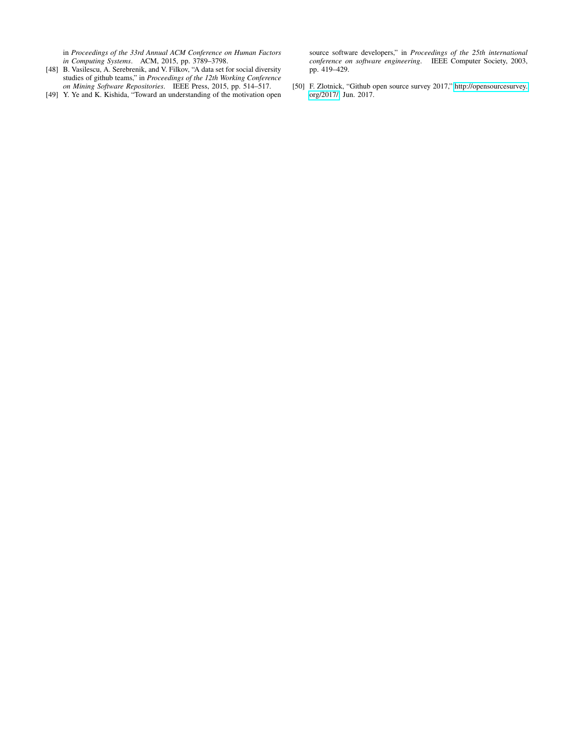in *Proceedings of the 33rd Annual ACM Conference on Human Factors in Computing Systems*. ACM, 2015, pp. 3789–3798.

[48] B. Vasilescu, A. Serebrenik, and V. Filkov, "A data set for social diversity studies of github teams," in *Proceedings of the 12th Working Conference on Mining Software Repositories*. IEEE Press, 2015, pp. 514–517.

[49] Y. Ye and K. Kishida, "Toward an understanding of the motivation open source software developers," in *Proceedings of the 25th international conference on software engineering*. IEEE Computer Society, 2003, pp. 419–429.

[50] F. Zlotnick, "Github open source survey 2017," http://opensourcesurvey.org/2017/, Jun. 2017.